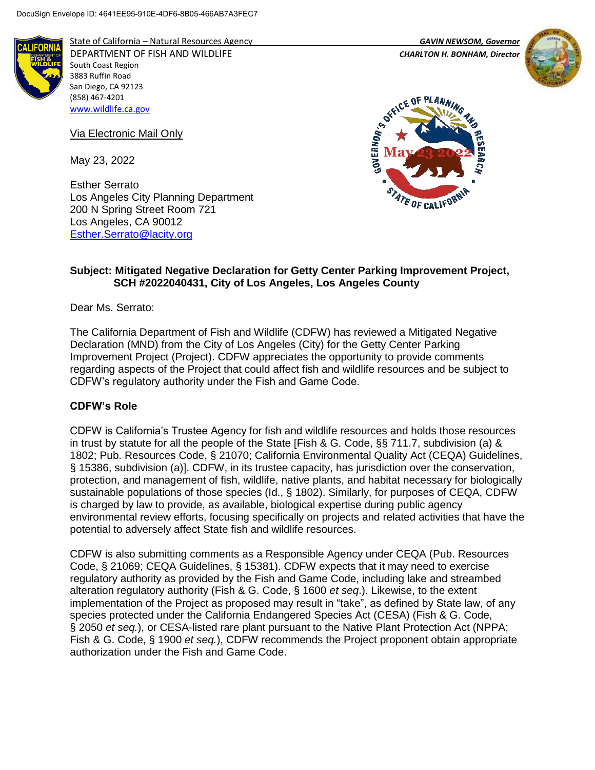DocuSign Envelope ID: 4641EE95-910E-4DF6-8B05-466AB7A3FEC7

State of California – Natural Resources Agency
DEPARTMENT OF FISH AND WILDLIFE
South Coast Region
3883 Ruffin Road
San Diego, CA 92123
(858) 467-4201
www.wildlife.ca.gov

*GAVIN NEWSOM, Governor*
*CHARLTON H. BONHAM, Director*

Governor's Office of Planning and Research
May 23 2022
State of California

Via Electronic Mail Only

May 23, 2022

Esther Serrato
Los Angeles City Planning Department
200 N Spring Street Room 721
Los Angeles, CA 90012
Esther.Serrato@lacity.org

**Subject: Mitigated Negative Declaration for Getty Center Parking Improvement Project, SCH #2022040431, City of Los Angeles, Los Angeles County**

Dear Ms. Serrato:

The California Department of Fish and Wildlife (CDFW) has reviewed a Mitigated Negative Declaration (MND) from the City of Los Angeles (City) for the Getty Center Parking Improvement Project (Project). CDFW appreciates the opportunity to provide comments regarding aspects of the Project that could affect fish and wildlife resources and be subject to CDFW's regulatory authority under the Fish and Game Code.

## CDFW's Role

CDFW is California's Trustee Agency for fish and wildlife resources and holds those resources in trust by statute for all the people of the State [Fish & G. Code, §§ 711.7, subdivision (a) & 1802; Pub. Resources Code, § 21070; California Environmental Quality Act (CEQA) Guidelines, § 15386, subdivision (a)]. CDFW, in its trustee capacity, has jurisdiction over the conservation, protection, and management of fish, wildlife, native plants, and habitat necessary for biologically sustainable populations of those species (Id., § 1802). Similarly, for purposes of CEQA, CDFW is charged by law to provide, as available, biological expertise during public agency environmental review efforts, focusing specifically on projects and related activities that have the potential to adversely affect State fish and wildlife resources.

CDFW is also submitting comments as a Responsible Agency under CEQA (Pub. Resources Code, § 21069; CEQA Guidelines, § 15381). CDFW expects that it may need to exercise regulatory authority as provided by the Fish and Game Code, including lake and streambed alteration regulatory authority (Fish & G. Code, § 1600 *et seq*.). Likewise, to the extent implementation of the Project as proposed may result in "take", as defined by State law, of any species protected under the California Endangered Species Act (CESA) (Fish & G. Code, § 2050 *et seq.*), or CESA-listed rare plant pursuant to the Native Plant Protection Act (NPPA; Fish & G. Code, § 1900 *et seq.*), CDFW recommends the Project proponent obtain appropriate authorization under the Fish and Game Code.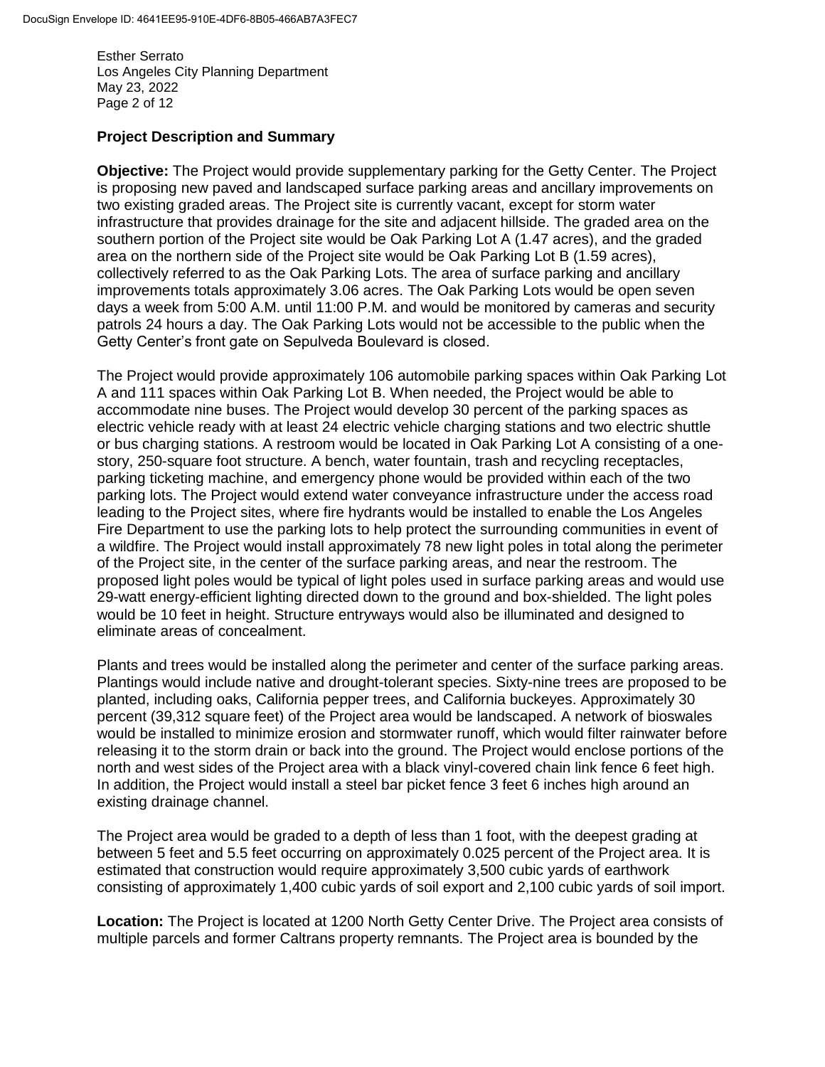## Project Description and Summary

**Objective:** The Project would provide supplementary parking for the Getty Center. The Project is proposing new paved and landscaped surface parking areas and ancillary improvements on two existing graded areas. The Project site is currently vacant, except for storm water infrastructure that provides drainage for the site and adjacent hillside. The graded area on the southern portion of the Project site would be Oak Parking Lot A (1.47 acres), and the graded area on the northern side of the Project site would be Oak Parking Lot B (1.59 acres), collectively referred to as the Oak Parking Lots. The area of surface parking and ancillary improvements totals approximately 3.06 acres. The Oak Parking Lots would be open seven days a week from 5:00 A.M. until 11:00 P.M. and would be monitored by cameras and security patrols 24 hours a day. The Oak Parking Lots would not be accessible to the public when the Getty Center's front gate on Sepulveda Boulevard is closed.

The Project would provide approximately 106 automobile parking spaces within Oak Parking Lot A and 111 spaces within Oak Parking Lot B. When needed, the Project would be able to accommodate nine buses. The Project would develop 30 percent of the parking spaces as electric vehicle ready with at least 24 electric vehicle charging stations and two electric shuttle or bus charging stations. A restroom would be located in Oak Parking Lot A consisting of a one-story, 250-square foot structure. A bench, water fountain, trash and recycling receptacles, parking ticketing machine, and emergency phone would be provided within each of the two parking lots. The Project would extend water conveyance infrastructure under the access road leading to the Project sites, where fire hydrants would be installed to enable the Los Angeles Fire Department to use the parking lots to help protect the surrounding communities in event of a wildfire. The Project would install approximately 78 new light poles in total along the perimeter of the Project site, in the center of the surface parking areas, and near the restroom. The proposed light poles would be typical of light poles used in surface parking areas and would use 29-watt energy-efficient lighting directed down to the ground and box-shielded. The light poles would be 10 feet in height. Structure entryways would also be illuminated and designed to eliminate areas of concealment.

Plants and trees would be installed along the perimeter and center of the surface parking areas. Plantings would include native and drought-tolerant species. Sixty-nine trees are proposed to be planted, including oaks, California pepper trees, and California buckeyes. Approximately 30 percent (39,312 square feet) of the Project area would be landscaped. A network of bioswales would be installed to minimize erosion and stormwater runoff, which would filter rainwater before releasing it to the storm drain or back into the ground. The Project would enclose portions of the north and west sides of the Project area with a black vinyl-covered chain link fence 6 feet high. In addition, the Project would install a steel bar picket fence 3 feet 6 inches high around an existing drainage channel.

The Project area would be graded to a depth of less than 1 foot, with the deepest grading at between 5 feet and 5.5 feet occurring on approximately 0.025 percent of the Project area. It is estimated that construction would require approximately 3,500 cubic yards of earthwork consisting of approximately 1,400 cubic yards of soil export and 2,100 cubic yards of soil import.

**Location:** The Project is located at 1200 North Getty Center Drive. The Project area consists of multiple parcels and former Caltrans property remnants. The Project area is bounded by the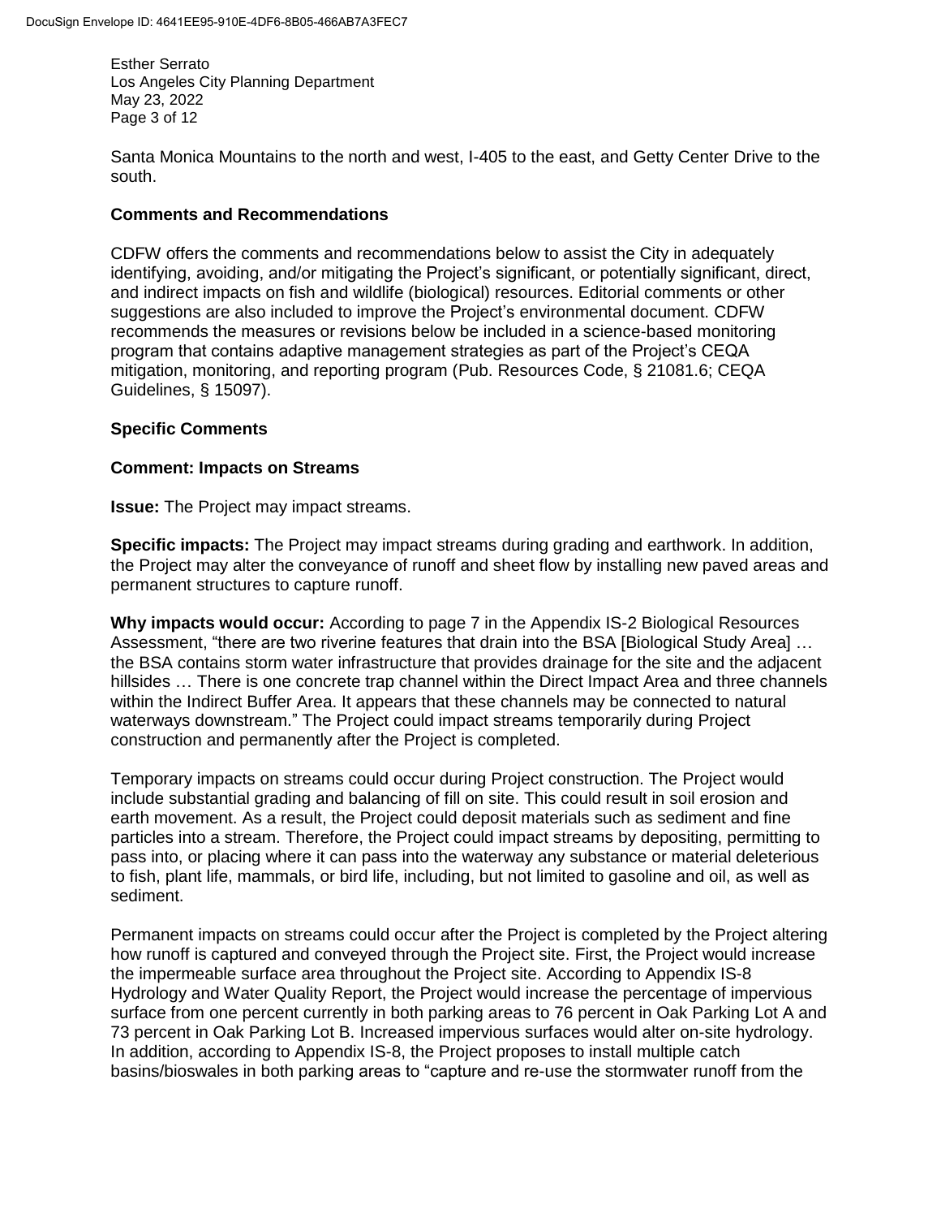Santa Monica Mountains to the north and west, I-405 to the east, and Getty Center Drive to the south.

## Comments and Recommendations

CDFW offers the comments and recommendations below to assist the City in adequately identifying, avoiding, and/or mitigating the Project's significant, or potentially significant, direct, and indirect impacts on fish and wildlife (biological) resources. Editorial comments or other suggestions are also included to improve the Project's environmental document. CDFW recommends the measures or revisions below be included in a science-based monitoring program that contains adaptive management strategies as part of the Project's CEQA mitigation, monitoring, and reporting program (Pub. Resources Code, § 21081.6; CEQA Guidelines, § 15097).

## Specific Comments

### Comment: Impacts on Streams

**Issue:** The Project may impact streams.

**Specific impacts:** The Project may impact streams during grading and earthwork. In addition, the Project may alter the conveyance of runoff and sheet flow by installing new paved areas and permanent structures to capture runoff.

**Why impacts would occur:** According to page 7 in the Appendix IS-2 Biological Resources Assessment, "there are two riverine features that drain into the BSA [Biological Study Area] … the BSA contains storm water infrastructure that provides drainage for the site and the adjacent hillsides … There is one concrete trap channel within the Direct Impact Area and three channels within the Indirect Buffer Area. It appears that these channels may be connected to natural waterways downstream." The Project could impact streams temporarily during Project construction and permanently after the Project is completed.

Temporary impacts on streams could occur during Project construction. The Project would include substantial grading and balancing of fill on site. This could result in soil erosion and earth movement. As a result, the Project could deposit materials such as sediment and fine particles into a stream. Therefore, the Project could impact streams by depositing, permitting to pass into, or placing where it can pass into the waterway any substance or material deleterious to fish, plant life, mammals, or bird life, including, but not limited to gasoline and oil, as well as sediment.

Permanent impacts on streams could occur after the Project is completed by the Project altering how runoff is captured and conveyed through the Project site. First, the Project would increase the impermeable surface area throughout the Project site. According to Appendix IS-8 Hydrology and Water Quality Report, the Project would increase the percentage of impervious surface from one percent currently in both parking areas to 76 percent in Oak Parking Lot A and 73 percent in Oak Parking Lot B. Increased impervious surfaces would alter on-site hydrology. In addition, according to Appendix IS-8, the Project proposes to install multiple catch basins/bioswales in both parking areas to "capture and re-use the stormwater runoff from the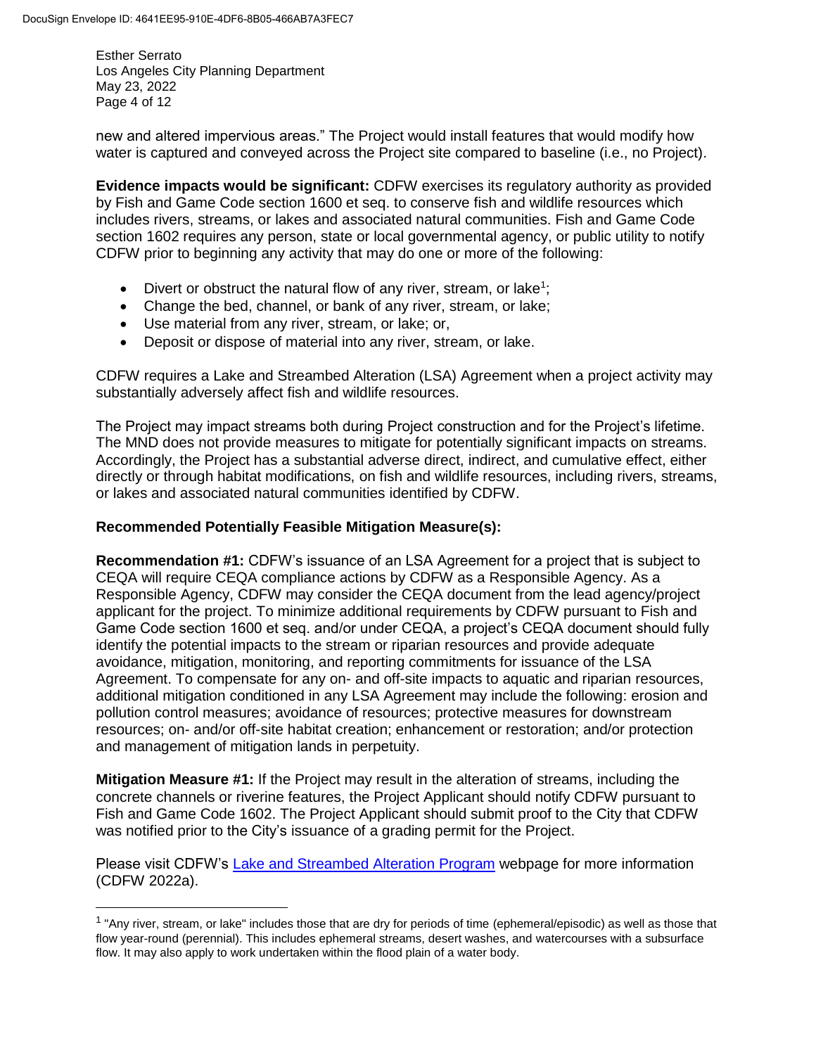new and altered impervious areas." The Project would install features that would modify how water is captured and conveyed across the Project site compared to baseline (i.e., no Project).

**Evidence impacts would be significant:** CDFW exercises its regulatory authority as provided by Fish and Game Code section 1600 et seq. to conserve fish and wildlife resources which includes rivers, streams, or lakes and associated natural communities. Fish and Game Code section 1602 requires any person, state or local governmental agency, or public utility to notify CDFW prior to beginning any activity that may do one or more of the following:

- Divert or obstruct the natural flow of any river, stream, or lake[1];
- Change the bed, channel, or bank of any river, stream, or lake;
- Use material from any river, stream, or lake; or,
- Deposit or dispose of material into any river, stream, or lake.

CDFW requires a Lake and Streambed Alteration (LSA) Agreement when a project activity may substantially adversely affect fish and wildlife resources.

The Project may impact streams both during Project construction and for the Project's lifetime. The MND does not provide measures to mitigate for potentially significant impacts on streams. Accordingly, the Project has a substantial adverse direct, indirect, and cumulative effect, either directly or through habitat modifications, on fish and wildlife resources, including rivers, streams, or lakes and associated natural communities identified by CDFW.

**Recommended Potentially Feasible Mitigation Measure(s):**

**Recommendation #1:** CDFW's issuance of an LSA Agreement for a project that is subject to CEQA will require CEQA compliance actions by CDFW as a Responsible Agency. As a Responsible Agency, CDFW may consider the CEQA document from the lead agency/project applicant for the project. To minimize additional requirements by CDFW pursuant to Fish and Game Code section 1600 et seq. and/or under CEQA, a project's CEQA document should fully identify the potential impacts to the stream or riparian resources and provide adequate avoidance, mitigation, monitoring, and reporting commitments for issuance of the LSA Agreement. To compensate for any on- and off-site impacts to aquatic and riparian resources, additional mitigation conditioned in any LSA Agreement may include the following: erosion and pollution control measures; avoidance of resources; protective measures for downstream resources; on- and/or off-site habitat creation; enhancement or restoration; and/or protection and management of mitigation lands in perpetuity.

**Mitigation Measure #1:** If the Project may result in the alteration of streams, including the concrete channels or riverine features, the Project Applicant should notify CDFW pursuant to Fish and Game Code 1602. The Project Applicant should submit proof to the City that CDFW was notified prior to the City's issuance of a grading permit for the Project.

Please visit CDFW's Lake and Streambed Alteration Program webpage for more information (CDFW 2022a).

[1] "Any river, stream, or lake" includes those that are dry for periods of time (ephemeral/episodic) as well as those that flow year-round (perennial). This includes ephemeral streams, desert washes, and watercourses with a subsurface flow. It may also apply to work undertaken within the flood plain of a water body.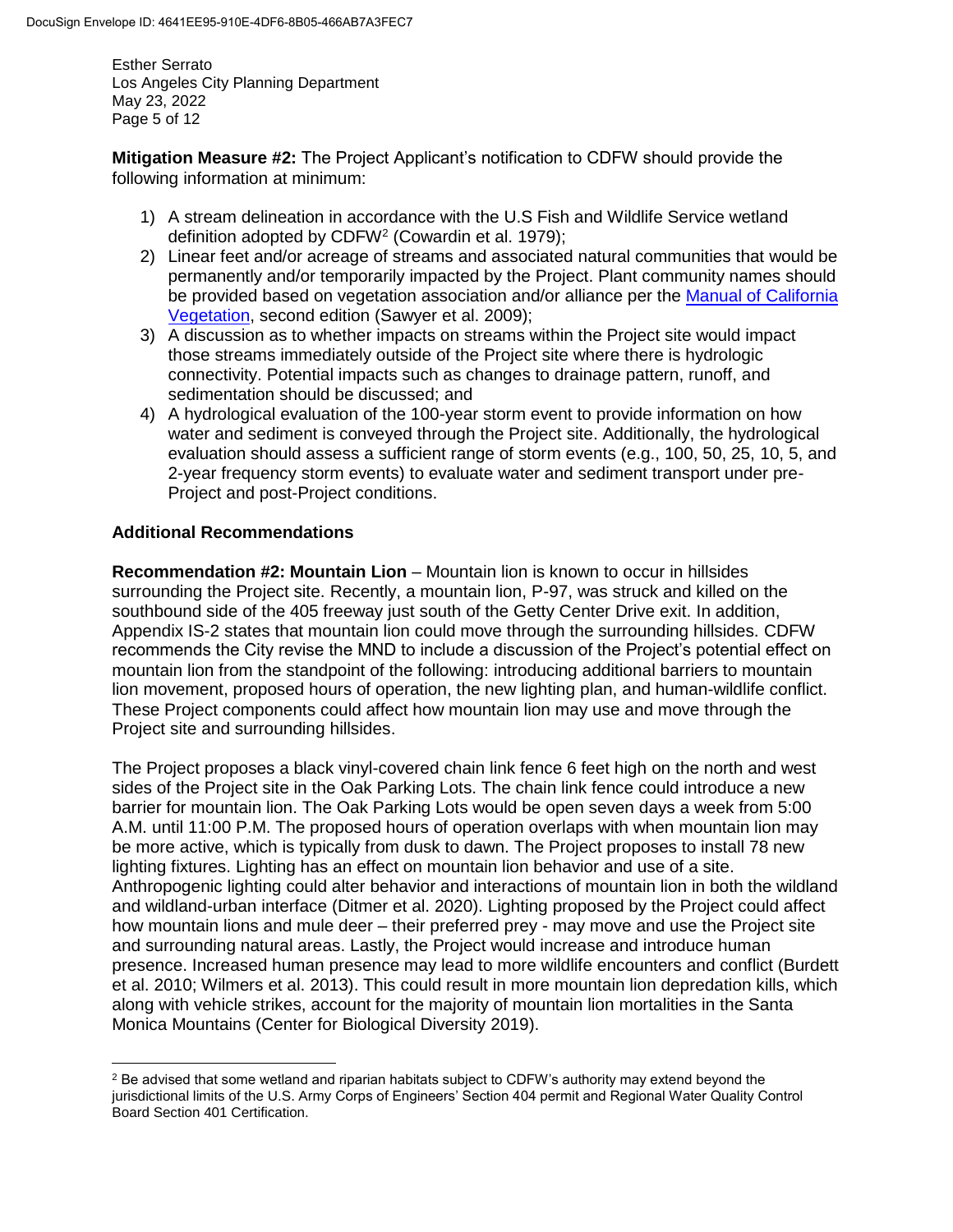**Mitigation Measure #2:** The Project Applicant's notification to CDFW should provide the following information at minimum:

1) A stream delineation in accordance with the U.S Fish and Wildlife Service wetland definition adopted by CDFW[2] (Cowardin et al. 1979);
2) Linear feet and/or acreage of streams and associated natural communities that would be permanently and/or temporarily impacted by the Project. Plant community names should be provided based on vegetation association and/or alliance per the Manual of California Vegetation, second edition (Sawyer et al. 2009);
3) A discussion as to whether impacts on streams within the Project site would impact those streams immediately outside of the Project site where there is hydrologic connectivity. Potential impacts such as changes to drainage pattern, runoff, and sedimentation should be discussed; and
4) A hydrological evaluation of the 100-year storm event to provide information on how water and sediment is conveyed through the Project site. Additionally, the hydrological evaluation should assess a sufficient range of storm events (e.g., 100, 50, 25, 10, 5, and 2-year frequency storm events) to evaluate water and sediment transport under pre-Project and post-Project conditions.

## Additional Recommendations

**Recommendation #2: Mountain Lion** – Mountain lion is known to occur in hillsides surrounding the Project site. Recently, a mountain lion, P-97, was struck and killed on the southbound side of the 405 freeway just south of the Getty Center Drive exit. In addition, Appendix IS-2 states that mountain lion could move through the surrounding hillsides. CDFW recommends the City revise the MND to include a discussion of the Project's potential effect on mountain lion from the standpoint of the following: introducing additional barriers to mountain lion movement, proposed hours of operation, the new lighting plan, and human-wildlife conflict. These Project components could affect how mountain lion may use and move through the Project site and surrounding hillsides.

The Project proposes a black vinyl-covered chain link fence 6 feet high on the north and west sides of the Project site in the Oak Parking Lots. The chain link fence could introduce a new barrier for mountain lion. The Oak Parking Lots would be open seven days a week from 5:00 A.M. until 11:00 P.M. The proposed hours of operation overlaps with when mountain lion may be more active, which is typically from dusk to dawn. The Project proposes to install 78 new lighting fixtures. Lighting has an effect on mountain lion behavior and use of a site. Anthropogenic lighting could alter behavior and interactions of mountain lion in both the wildland and wildland-urban interface (Ditmer et al. 2020). Lighting proposed by the Project could affect how mountain lions and mule deer – their preferred prey - may move and use the Project site and surrounding natural areas. Lastly, the Project would increase and introduce human presence. Increased human presence may lead to more wildlife encounters and conflict (Burdett et al. 2010; Wilmers et al. 2013). This could result in more mountain lion depredation kills, which along with vehicle strikes, account for the majority of mountain lion mortalities in the Santa Monica Mountains (Center for Biological Diversity 2019).

---

[2] Be advised that some wetland and riparian habitats subject to CDFW's authority may extend beyond the jurisdictional limits of the U.S. Army Corps of Engineers' Section 404 permit and Regional Water Quality Control Board Section 401 Certification.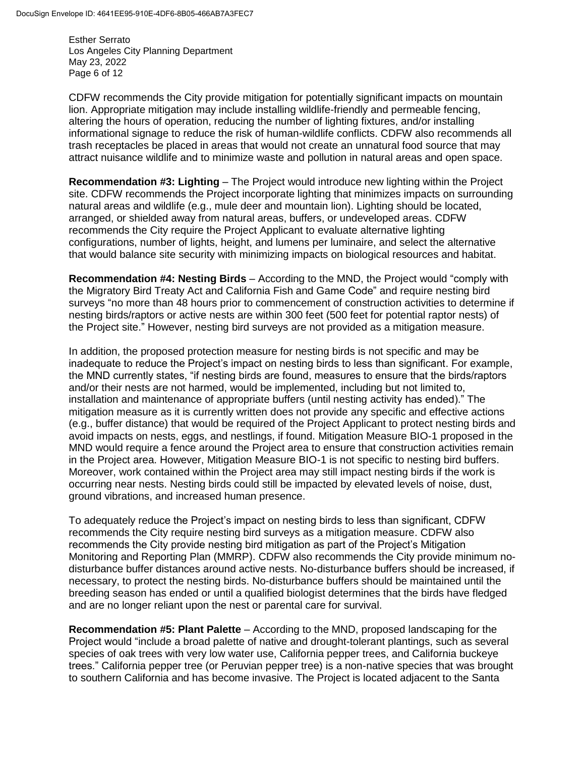CDFW recommends the City provide mitigation for potentially significant impacts on mountain lion. Appropriate mitigation may include installing wildlife-friendly and permeable fencing, altering the hours of operation, reducing the number of lighting fixtures, and/or installing informational signage to reduce the risk of human-wildlife conflicts. CDFW also recommends all trash receptacles be placed in areas that would not create an unnatural food source that may attract nuisance wildlife and to minimize waste and pollution in natural areas and open space.

**Recommendation #3: Lighting** – The Project would introduce new lighting within the Project site. CDFW recommends the Project incorporate lighting that minimizes impacts on surrounding natural areas and wildlife (e.g., mule deer and mountain lion). Lighting should be located, arranged, or shielded away from natural areas, buffers, or undeveloped areas. CDFW recommends the City require the Project Applicant to evaluate alternative lighting configurations, number of lights, height, and lumens per luminaire, and select the alternative that would balance site security with minimizing impacts on biological resources and habitat.

**Recommendation #4: Nesting Birds** – According to the MND, the Project would "comply with the Migratory Bird Treaty Act and California Fish and Game Code" and require nesting bird surveys "no more than 48 hours prior to commencement of construction activities to determine if nesting birds/raptors or active nests are within 300 feet (500 feet for potential raptor nests) of the Project site." However, nesting bird surveys are not provided as a mitigation measure.

In addition, the proposed protection measure for nesting birds is not specific and may be inadequate to reduce the Project's impact on nesting birds to less than significant. For example, the MND currently states, "if nesting birds are found, measures to ensure that the birds/raptors and/or their nests are not harmed, would be implemented, including but not limited to, installation and maintenance of appropriate buffers (until nesting activity has ended)." The mitigation measure as it is currently written does not provide any specific and effective actions (e.g., buffer distance) that would be required of the Project Applicant to protect nesting birds and avoid impacts on nests, eggs, and nestlings, if found. Mitigation Measure BIO-1 proposed in the MND would require a fence around the Project area to ensure that construction activities remain in the Project area. However, Mitigation Measure BIO-1 is not specific to nesting bird buffers. Moreover, work contained within the Project area may still impact nesting birds if the work is occurring near nests. Nesting birds could still be impacted by elevated levels of noise, dust, ground vibrations, and increased human presence.

To adequately reduce the Project's impact on nesting birds to less than significant, CDFW recommends the City require nesting bird surveys as a mitigation measure. CDFW also recommends the City provide nesting bird mitigation as part of the Project's Mitigation Monitoring and Reporting Plan (MMRP). CDFW also recommends the City provide minimum no-disturbance buffer distances around active nests. No-disturbance buffers should be increased, if necessary, to protect the nesting birds. No-disturbance buffers should be maintained until the breeding season has ended or until a qualified biologist determines that the birds have fledged and are no longer reliant upon the nest or parental care for survival.

**Recommendation #5: Plant Palette** – According to the MND, proposed landscaping for the Project would "include a broad palette of native and drought-tolerant plantings, such as several species of oak trees with very low water use, California pepper trees, and California buckeye trees." California pepper tree (or Peruvian pepper tree) is a non-native species that was brought to southern California and has become invasive. The Project is located adjacent to the Santa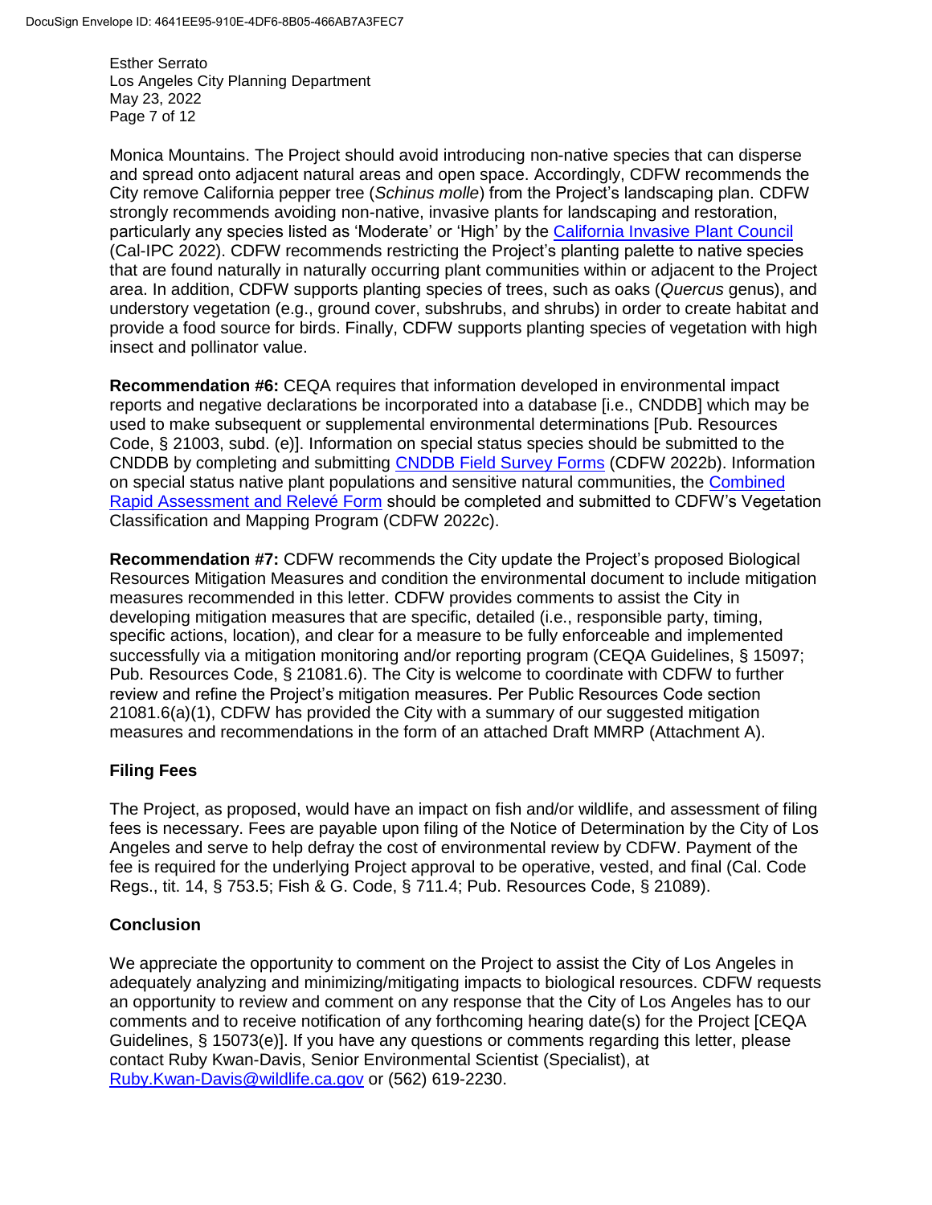Monica Mountains. The Project should avoid introducing non-native species that can disperse and spread onto adjacent natural areas and open space. Accordingly, CDFW recommends the City remove California pepper tree (*Schinus molle*) from the Project's landscaping plan. CDFW strongly recommends avoiding non-native, invasive plants for landscaping and restoration, particularly any species listed as 'Moderate' or 'High' by the California Invasive Plant Council (Cal-IPC 2022). CDFW recommends restricting the Project's planting palette to native species that are found naturally in naturally occurring plant communities within or adjacent to the Project area. In addition, CDFW supports planting species of trees, such as oaks (*Quercus* genus), and understory vegetation (e.g., ground cover, subshrubs, and shrubs) in order to create habitat and provide a food source for birds. Finally, CDFW supports planting species of vegetation with high insect and pollinator value.

**Recommendation #6:** CEQA requires that information developed in environmental impact reports and negative declarations be incorporated into a database [i.e., CNDDB] which may be used to make subsequent or supplemental environmental determinations [Pub. Resources Code, § 21003, subd. (e)]. Information on special status species should be submitted to the CNDDB by completing and submitting CNDDB Field Survey Forms (CDFW 2022b). Information on special status native plant populations and sensitive natural communities, the Combined Rapid Assessment and Relevé Form should be completed and submitted to CDFW's Vegetation Classification and Mapping Program (CDFW 2022c).

**Recommendation #7:** CDFW recommends the City update the Project's proposed Biological Resources Mitigation Measures and condition the environmental document to include mitigation measures recommended in this letter. CDFW provides comments to assist the City in developing mitigation measures that are specific, detailed (i.e., responsible party, timing, specific actions, location), and clear for a measure to be fully enforceable and implemented successfully via a mitigation monitoring and/or reporting program (CEQA Guidelines, § 15097; Pub. Resources Code, § 21081.6). The City is welcome to coordinate with CDFW to further review and refine the Project's mitigation measures. Per Public Resources Code section 21081.6(a)(1), CDFW has provided the City with a summary of our suggested mitigation measures and recommendations in the form of an attached Draft MMRP (Attachment A).

## Filing Fees

The Project, as proposed, would have an impact on fish and/or wildlife, and assessment of filing fees is necessary. Fees are payable upon filing of the Notice of Determination by the City of Los Angeles and serve to help defray the cost of environmental review by CDFW. Payment of the fee is required for the underlying Project approval to be operative, vested, and final (Cal. Code Regs., tit. 14, § 753.5; Fish & G. Code, § 711.4; Pub. Resources Code, § 21089).

## Conclusion

We appreciate the opportunity to comment on the Project to assist the City of Los Angeles in adequately analyzing and minimizing/mitigating impacts to biological resources. CDFW requests an opportunity to review and comment on any response that the City of Los Angeles has to our comments and to receive notification of any forthcoming hearing date(s) for the Project [CEQA Guidelines, § 15073(e)]. If you have any questions or comments regarding this letter, please contact Ruby Kwan-Davis, Senior Environmental Scientist (Specialist), at Ruby.Kwan-Davis@wildlife.ca.gov or (562) 619-2230.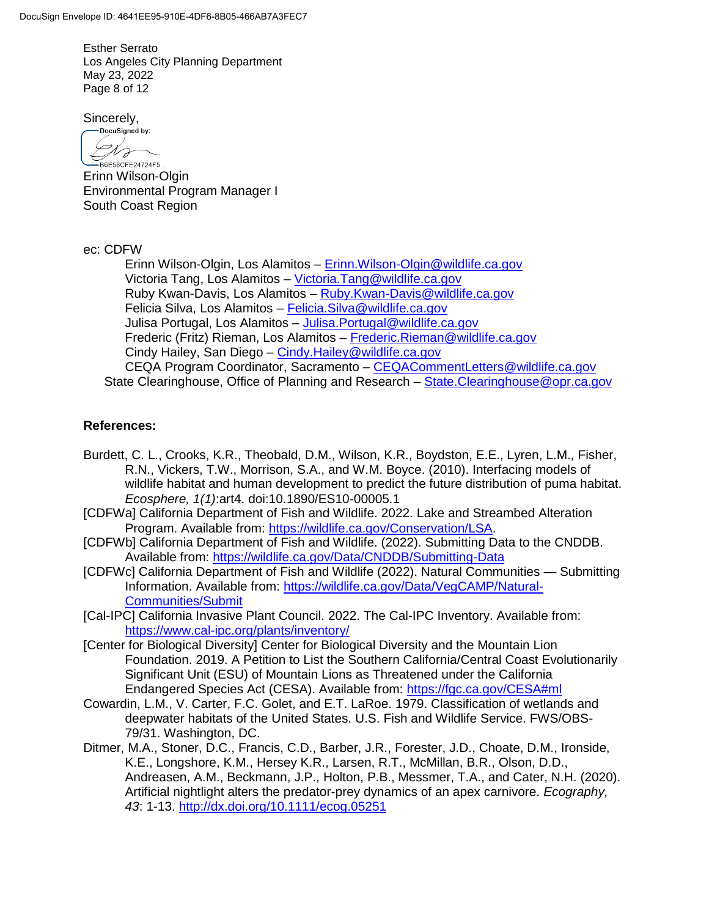Sincerely,

DocuSigned by:

B6E58CFE24724F5...

Erinn Wilson-Olgin
Environmental Program Manager I
South Coast Region

ec: CDFW

Erinn Wilson-Olgin, Los Alamitos – Erinn.Wilson-Olgin@wildlife.ca.gov
Victoria Tang, Los Alamitos – Victoria.Tang@wildlife.ca.gov
Ruby Kwan-Davis, Los Alamitos – Ruby.Kwan-Davis@wildlife.ca.gov
Felicia Silva, Los Alamitos – Felicia.Silva@wildlife.ca.gov
Julisa Portugal, Los Alamitos – Julisa.Portugal@wildlife.ca.gov
Frederic (Fritz) Rieman, Los Alamitos – Frederic.Rieman@wildlife.ca.gov
Cindy Hailey, San Diego – Cindy.Hailey@wildlife.ca.gov
CEQA Program Coordinator, Sacramento – CEQACommentLetters@wildlife.ca.gov

State Clearinghouse, Office of Planning and Research – State.Clearinghouse@opr.ca.gov

## References:

Burdett, C. L., Crooks, K.R., Theobald, D.M., Wilson, K.R., Boydston, E.E., Lyren, L.M., Fisher, R.N., Vickers, T.W., Morrison, S.A., and W.M. Boyce. (2010). Interfacing models of wildlife habitat and human development to predict the future distribution of puma habitat. *Ecosphere, 1(1)*:art4. doi:10.1890/ES10-00005.1

[CDFWa] California Department of Fish and Wildlife. 2022. Lake and Streambed Alteration Program. Available from: https://wildlife.ca.gov/Conservation/LSA.

[CDFWb] California Department of Fish and Wildlife. (2022). Submitting Data to the CNDDB. Available from: https://wildlife.ca.gov/Data/CNDDB/Submitting-Data

[CDFWc] California Department of Fish and Wildlife (2022). Natural Communities — Submitting Information. Available from: https://wildlife.ca.gov/Data/VegCAMP/Natural-Communities/Submit

[Cal-IPC] California Invasive Plant Council. 2022. The Cal-IPC Inventory. Available from: https://www.cal-ipc.org/plants/inventory/

[Center for Biological Diversity] Center for Biological Diversity and the Mountain Lion Foundation. 2019. A Petition to List the Southern California/Central Coast Evolutionarily Significant Unit (ESU) of Mountain Lions as Threatened under the California Endangered Species Act (CESA). Available from: https://fgc.ca.gov/CESA#ml

Cowardin, L.M., V. Carter, F.C. Golet, and E.T. LaRoe. 1979. Classification of wetlands and deepwater habitats of the United States. U.S. Fish and Wildlife Service. FWS/OBS-79/31. Washington, DC.

Ditmer, M.A., Stoner, D.C., Francis, C.D., Barber, J.R., Forester, J.D., Choate, D.M., Ironside, K.E., Longshore, K.M., Hersey K.R., Larsen, R.T., McMillan, B.R., Olson, D.D., Andreasen, A.M., Beckmann, J.P., Holton, P.B., Messmer, T.A., and Cater, N.H. (2020). Artificial nightlight alters the predator-prey dynamics of an apex carnivore. *Ecography, 43*: 1-13. http://dx.doi.org/10.1111/ecog.05251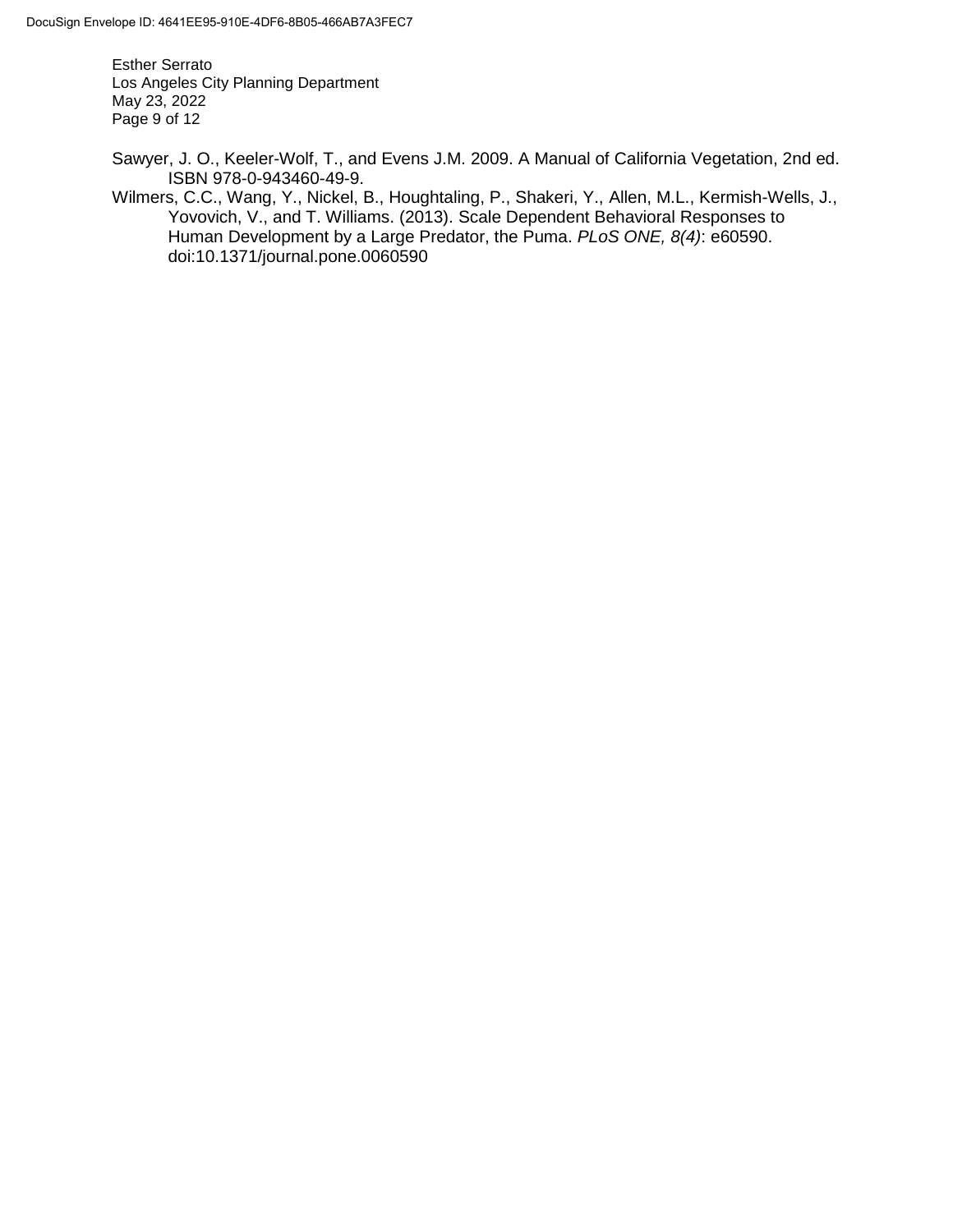Sawyer, J. O., Keeler-Wolf, T., and Evens J.M. 2009. A Manual of California Vegetation, 2nd ed. ISBN 978-0-943460-49-9.

Wilmers, C.C., Wang, Y., Nickel, B., Houghtaling, P., Shakeri, Y., Allen, M.L., Kermish-Wells, J., Yovovich, V., and T. Williams. (2013). Scale Dependent Behavioral Responses to Human Development by a Large Predator, the Puma. *PLoS ONE, 8(4)*: e60590. doi:10.1371/journal.pone.0060590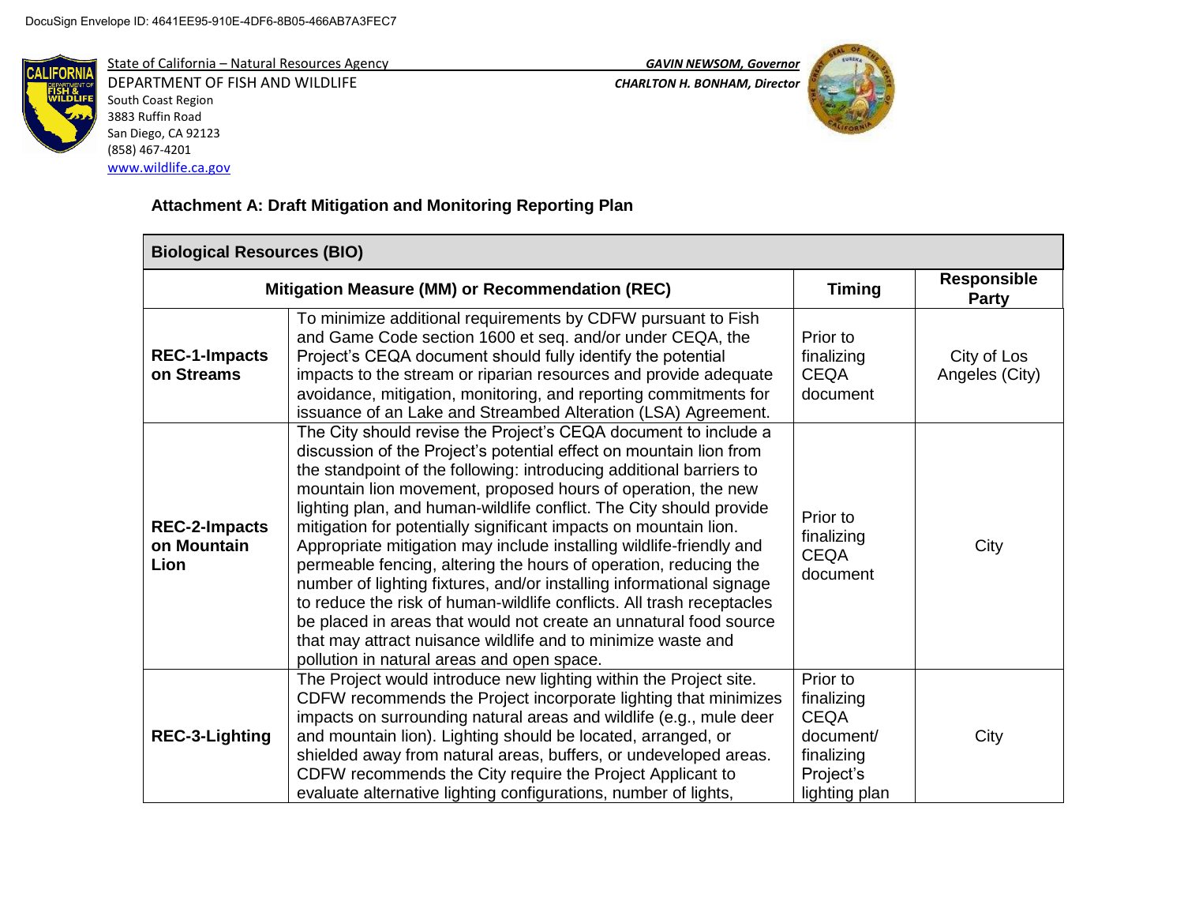DocuSign Envelope ID: 4641EE95-910E-4DF6-8B05-466AB7A3FEC7

State of California – Natural Resources Agency
DEPARTMENT OF FISH AND WILDLIFE
South Coast Region
3883 Ruffin Road
San Diego, CA 92123
(858) 467-4201
www.wildlife.ca.gov

*GAVIN NEWSOM, Governor*
*CHARLTON H. BONHAM, Director*

### Attachment A: Draft Mitigation and Monitoring Reporting Plan

| Biological Resources (BIO) | | | |
|---|---|---|---|
| **Mitigation Measure (MM) or Recommendation (REC)** | | **Timing** | **Responsible Party** |
| **REC-1-Impacts on Streams** | To minimize additional requirements by CDFW pursuant to Fish and Game Code section 1600 et seq. and/or under CEQA, the Project's CEQA document should fully identify the potential impacts to the stream or riparian resources and provide adequate avoidance, mitigation, monitoring, and reporting commitments for issuance of an Lake and Streambed Alteration (LSA) Agreement. | Prior to finalizing CEQA document | City of Los Angeles (City) |
| **REC-2-Impacts on Mountain Lion** | The City should revise the Project's CEQA document to include a discussion of the Project's potential effect on mountain lion from the standpoint of the following: introducing additional barriers to mountain lion movement, proposed hours of operation, the new lighting plan, and human-wildlife conflict. The City should provide mitigation for potentially significant impacts on mountain lion. Appropriate mitigation may include installing wildlife-friendly and permeable fencing, altering the hours of operation, reducing the number of lighting fixtures, and/or installing informational signage to reduce the risk of human-wildlife conflicts. All trash receptacles be placed in areas that would not create an unnatural food source that may attract nuisance wildlife and to minimize waste and pollution in natural areas and open space. | Prior to finalizing CEQA document | City |
| **REC-3-Lighting** | The Project would introduce new lighting within the Project site. CDFW recommends the Project incorporate lighting that minimizes impacts on surrounding natural areas and wildlife (e.g., mule deer and mountain lion). Lighting should be located, arranged, or shielded away from natural areas, buffers, or undeveloped areas. CDFW recommends the City require the Project Applicant to evaluate alternative lighting configurations, number of lights, | Prior to finalizing CEQA document/ finalizing Project's lighting plan | City |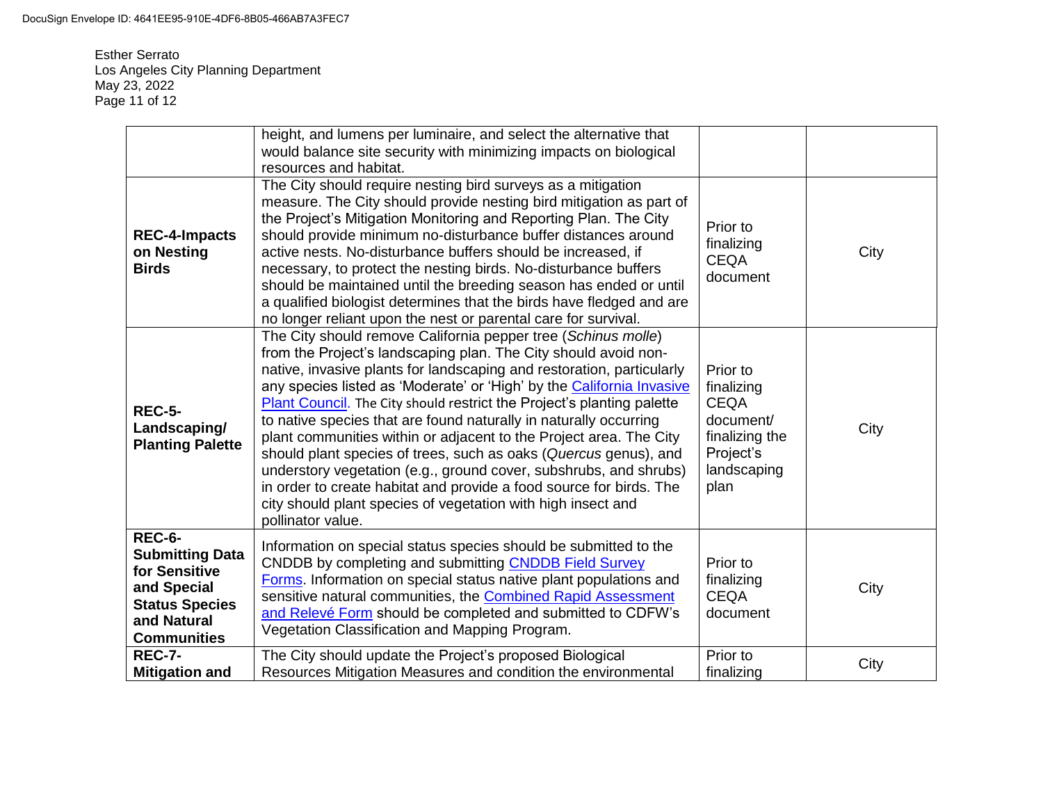Esther Serrato
Los Angeles City Planning Department
May 23, 2022

| | | | |
|---|---|---|---|
| | height, and lumens per luminaire, and select the alternative that would balance site security with minimizing impacts on biological resources and habitat. | | |
| **REC-4-Impacts on Nesting Birds** | The City should require nesting bird surveys as a mitigation measure. The City should provide nesting bird mitigation as part of the Project's Mitigation Monitoring and Reporting Plan. The City should provide minimum no-disturbance buffer distances around active nests. No-disturbance buffers should be increased, if necessary, to protect the nesting birds. No-disturbance buffers should be maintained until the breeding season has ended or until a qualified biologist determines that the birds have fledged and are no longer reliant upon the nest or parental care for survival. | Prior to finalizing CEQA document | City |
| **REC-5-Landscaping/ Planting Palette** | The City should remove California pepper tree (*Schinus molle*) from the Project's landscaping plan. The City should avoid non-native, invasive plants for landscaping and restoration, particularly any species listed as 'Moderate' or 'High' by the California Invasive Plant Council. The City should restrict the Project's planting palette to native species that are found naturally in naturally occurring plant communities within or adjacent to the Project area. The City should plant species of trees, such as oaks (*Quercus* genus), and understory vegetation (e.g., ground cover, subshrubs, and shrubs) in order to create habitat and provide a food source for birds. The city should plant species of vegetation with high insect and pollinator value. | Prior to finalizing CEQA document/ finalizing the Project's landscaping plan | City |
| **REC-6-Submitting Data for Sensitive and Special Status Species and Natural Communities** | Information on special status species should be submitted to the CNDDB by completing and submitting CNDDB Field Survey Forms. Information on special status native plant populations and sensitive natural communities, the Combined Rapid Assessment and Relevé Form should be completed and submitted to CDFW's Vegetation Classification and Mapping Program. | Prior to finalizing CEQA document | City |
| **REC-7-Mitigation and** | The City should update the Project's proposed Biological Resources Mitigation Measures and condition the environmental | Prior to finalizing | City |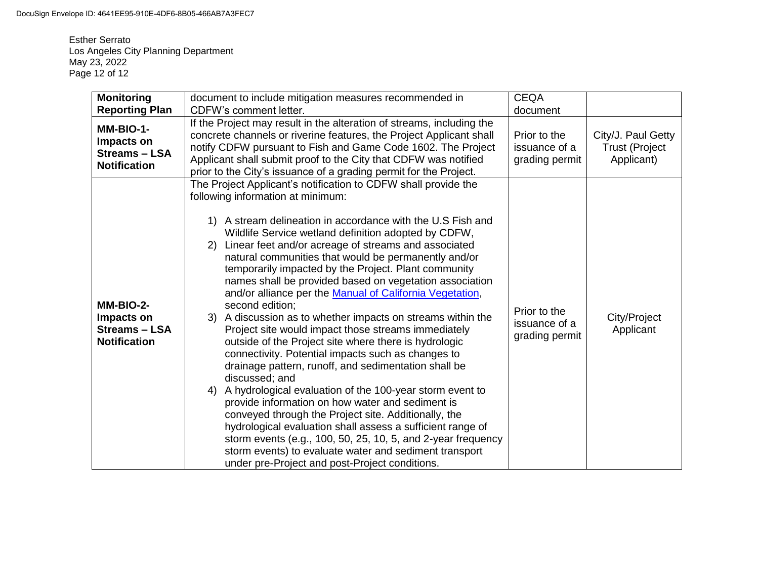| | | | |
|---|---|---|---|
| **Monitoring Reporting Plan** | document to include mitigation measures recommended in CDFW's comment letter. | CEQA document | |
| **MM-BIO-1-Impacts on Streams – LSA Notification** | If the Project may result in the alteration of streams, including the concrete channels or riverine features, the Project Applicant shall notify CDFW pursuant to Fish and Game Code 1602. The Project Applicant shall submit proof to the City that CDFW was notified prior to the City's issuance of a grading permit for the Project. | Prior to the issuance of a grading permit | City/J. Paul Getty Trust (Project Applicant) |
| **MM-BIO-2-Impacts on Streams – LSA Notification** | The Project Applicant's notification to CDFW shall provide the following information at minimum: 1) A stream delineation in accordance with the U.S Fish and Wildlife Service wetland definition adopted by CDFW, 2) Linear feet and/or acreage of streams and associated natural communities that would be permanently and/or temporarily impacted by the Project. Plant community names shall be provided based on vegetation association and/or alliance per the [Manual of California Vegetation](), second edition; 3) A discussion as to whether impacts on streams within the Project site would impact those streams immediately outside of the Project site where there is hydrologic connectivity. Potential impacts such as changes to drainage pattern, runoff, and sedimentation shall be discussed; and 4) A hydrological evaluation of the 100-year storm event to provide information on how water and sediment is conveyed through the Project site. Additionally, the hydrological evaluation shall assess a sufficient range of storm events (e.g., 100, 50, 25, 10, 5, and 2-year frequency storm events) to evaluate water and sediment transport under pre-Project and post-Project conditions. | Prior to the issuance of a grading permit | City/Project Applicant |